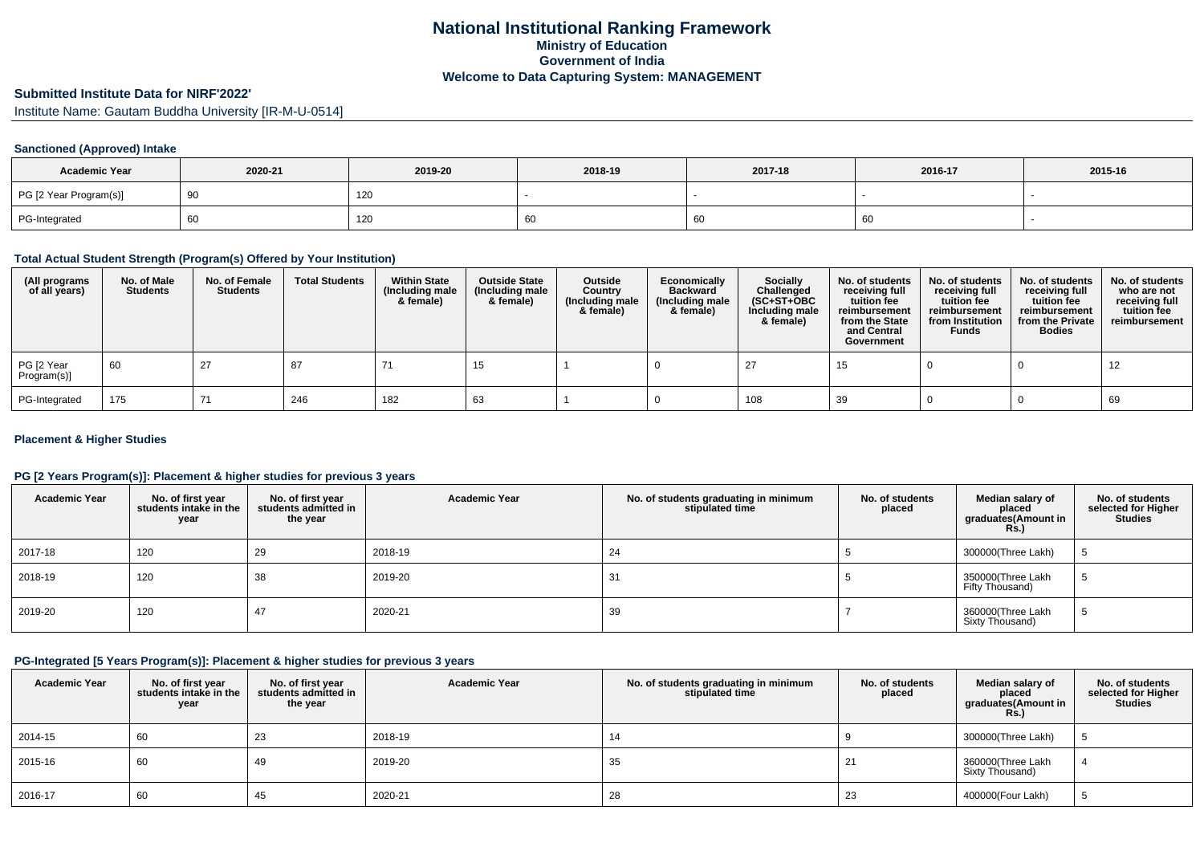# National Institutional Ranking Framework

## Ministry of Education

## Government of India

## Welcome to Data Capturing System: MANAGEMENT

### Submitted Institute Data for NIRF'2022'

Institute Name: Gautam Buddha University [IR-M-U-0514]

#### Sanctioned (Approved) Intake

| Academic Year | 2020-21 | 2019-20 | 2018-19 | 2017-18 | 2016-17 | 2015-16 |
|---|---|---|---|---|---|---|
| PG [2 Year Program(s)] | 90 | 120 | - | - | - | - |
| PG-Integrated | 60 | 120 | 60 | 60 | 60 | - |

#### Total Actual Student Strength (Program(s) Offered by Your Institution)

| (All programs of all years) | No. of Male Students | No. of Female Students | Total Students | Within State (Including male & female) | Outside State (Including male & female) | Outside Country (Including male & female) | Economically Backward (Including male & female) | Socially Challenged (SC+ST+OBC Including male & female) | No. of students receiving full tuition fee reimbursement from the State and Central Government | No. of students receiving full tuition fee reimbursement from Institution Funds | No. of students receiving full tuition fee reimbursement from the Private Bodies | No. of students who are not receiving full tuition fee reimbursement |
|---|---|---|---|---|---|---|---|---|---|---|---|---|
| PG [2 Year Program(s)] | 60 | 27 | 87 | 71 | 15 | 1 | 0 | 27 | 15 | 0 | 0 | 12 |
| PG-Integrated | 175 | 71 | 246 | 182 | 63 | 1 | 0 | 108 | 39 | 0 | 0 | 69 |

#### Placement & Higher Studies

#### PG [2 Years Program(s)]: Placement & higher studies for previous 3 years

| Academic Year | No. of first year students intake in the year | No. of first year students admitted in the year | Academic Year | No. of students graduating in minimum stipulated time | No. of students placed | Median salary of placed graduates(Amount in Rs.) | No. of students selected for Higher Studies |
|---|---|---|---|---|---|---|---|
| 2017-18 | 120 | 29 | 2018-19 | 24 | 5 | 300000(Three Lakh) | 5 |
| 2018-19 | 120 | 38 | 2019-20 | 31 | 5 | 350000(Three Lakh Fifty Thousand) | 5 |
| 2019-20 | 120 | 47 | 2020-21 | 39 | 7 | 360000(Three Lakh Sixty Thousand) | 5 |

#### PG-Integrated [5 Years Program(s)]: Placement & higher studies for previous 3 years

| Academic Year | No. of first year students intake in the year | No. of first year students admitted in the year | Academic Year | No. of students graduating in minimum stipulated time | No. of students placed | Median salary of placed graduates(Amount in Rs.) | No. of students selected for Higher Studies |
|---|---|---|---|---|---|---|---|
| 2014-15 | 60 | 23 | 2018-19 | 14 | 9 | 300000(Three Lakh) | 5 |
| 2015-16 | 60 | 49 | 2019-20 | 35 | 21 | 360000(Three Lakh Sixty Thousand) | 4 |
| 2016-17 | 60 | 45 | 2020-21 | 28 | 23 | 400000(Four Lakh) | 5 |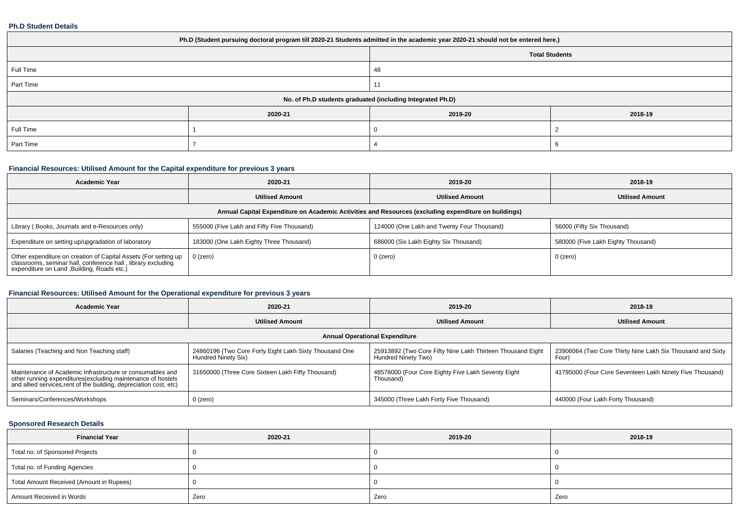### Ph.D Student Details

| Ph.D (Student pursuing doctoral program till 2020-21 Students admitted in the academic year 2020-21 should not be entered here.) | | | |
|---|---|---|---|
| | Total Students | | |
| Full Time | 48 | | |
| Part Time | 11 | | |
| No. of Ph.D students graduated (including Integrated Ph.D) | | | |
| | 2020-21 | 2019-20 | 2018-19 |
| Full Time | 1 | 0 | 2 |
| Part Time | 7 | 4 | 6 |

### Financial Resources: Utilised Amount for the Capital expenditure for previous 3 years

| Academic Year | 2020-21 | 2019-20 | 2018-19 |
|---|---|---|---|
| | Utilised Amount | Utilised Amount | Utilised Amount |
| Annual Capital Expenditure on Academic Activities and Resources (excluding expenditure on buildings) | | | |
| Library ( Books, Journals and e-Resources only) | 555000 (Five Lakh and Fifty Five Thousand) | 124000 (One Lakh and Twenty Four Thousand) | 56000 (Fifty Six Thousand) |
| Expenditure on setting up/upgradation of laboratory | 183000 (One Lakh Eighty Three Thousand) | 686000 (Six Lakh Eighty Six Thousand) | 580000 (Five Lakh Eighty Thousand) |
| Other expenditure on creation of Capital Assets (For setting up classrooms, seminar hall, conference hall , library excluding expenditure on Land ,Building, Roads etc.) | 0 (zero) | 0 (zero) | 0 (zero) |

### Financial Resources: Utilised Amount for the Operational expenditure for previous 3 years

| Academic Year | 2020-21 | 2019-20 | 2018-19 |
|---|---|---|---|
| | Utilised Amount | Utilised Amount | Utilised Amount |
| Annual Operational Expenditure | | | |
| Salaries (Teaching and Non Teaching staff) | 24860196 (Two Core Forty Eight Lakh Sixty Thousand One Hundred Ninety Six) | 25913892 (Two Core Fifty Nine Lakh Thirteen Thousand Eight Hundred Ninety Two) | 23906064 (Two Core Thirty Nine Lakh Six Thousand and Sixty Four) |
| Maintenance of Academic Infrastructure or consumables and other running expenditures(excluding maintenance of hostels and allied services,rent of the building, depreciation cost, etc) | 31650000 (Three Core Sixteen Lakh Fifty Thousand) | 48578000 (Four Core Eighty Five Lakh Seventy Eight Thousand) | 41795000 (Four Core Seventeen Lakh Ninety Five Thousand) |
| Seminars/Conferences/Workshops | 0 (zero) | 345000 (Three Lakh Forty Five Thousand) | 440000 (Four Lakh Forty Thousand) |

### Sponsored Research Details

| Financial Year | 2020-21 | 2019-20 | 2018-19 |
|---|---|---|---|
| Total no. of Sponsored Projects | 0 | 0 | 0 |
| Total no. of Funding Agencies | 0 | 0 | 0 |
| Total Amount Received (Amount in Rupees) | 0 | 0 | 0 |
| Amount Received in Words | Zero | Zero | Zero |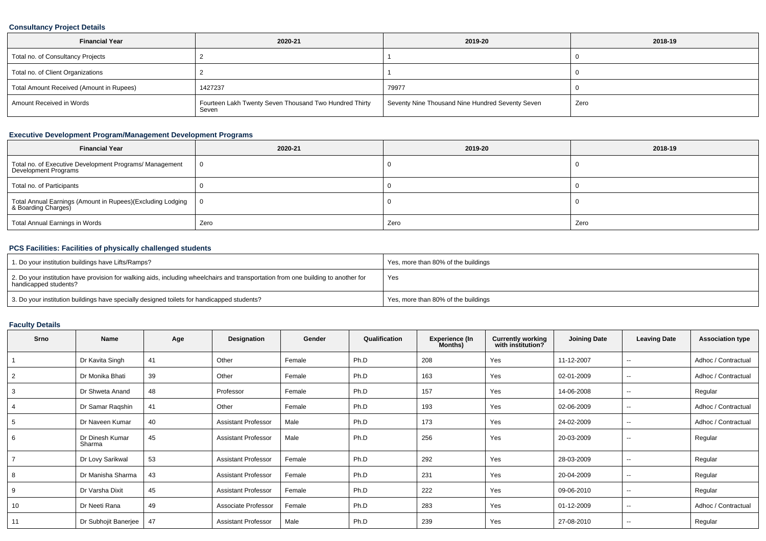### Consultancy Project Details

| Financial Year | 2020-21 | 2019-20 | 2018-19 |
|---|---|---|---|
| Total no. of Consultancy Projects | 2 | 1 | 0 |
| Total no. of Client Organizations | 2 | 1 | 0 |
| Total Amount Received (Amount in Rupees) | 1427237 | 79977 | 0 |
| Amount Received in Words | Fourteen Lakh Twenty Seven Thousand Two Hundred Thirty Seven | Seventy Nine Thousand Nine Hundred Seventy Seven | Zero |

### Executive Development Program/Management Development Programs

| Financial Year | 2020-21 | 2019-20 | 2018-19 |
|---|---|---|---|
| Total no. of Executive Development Programs/ Management Development Programs | 0 | 0 | 0 |
| Total no. of Participants | 0 | 0 | 0 |
| Total Annual Earnings (Amount in Rupees)(Excluding Lodging & Boarding Charges) | 0 | 0 | 0 |
| Total Annual Earnings in Words | Zero | Zero | Zero |

### PCS Facilities: Facilities of physically challenged students

| | |
|---|---|
| 1. Do your institution buildings have Lifts/Ramps? | Yes, more than 80% of the buildings |
| 2. Do your institution have provision for walking aids, including wheelchairs and transportation from one building to another for handicapped students? | Yes |
| 3. Do your institution buildings have specially designed toilets for handicapped students? | Yes, more than 80% of the buildings |

### Faculty Details

| Srno | Name | Age | Designation | Gender | Qualification | Experience (In Months) | Currently working with institution? | Joining Date | Leaving Date | Association type |
|---|---|---|---|---|---|---|---|---|---|---|
| 1 | Dr Kavita Singh | 41 | Other | Female | Ph.D | 208 | Yes | 11-12-2007 | -- | Adhoc / Contractual |
| 2 | Dr Monika Bhati | 39 | Other | Female | Ph.D | 163 | Yes | 02-01-2009 | -- | Adhoc / Contractual |
| 3 | Dr Shweta Anand | 48 | Professor | Female | Ph.D | 157 | Yes | 14-06-2008 | -- | Regular |
| 4 | Dr Samar Raqshin | 41 | Other | Female | Ph.D | 193 | Yes | 02-06-2009 | -- | Adhoc / Contractual |
| 5 | Dr Naveen Kumar | 40 | Assistant Professor | Male | Ph.D | 173 | Yes | 24-02-2009 | -- | Adhoc / Contractual |
| 6 | Dr Dinesh Kumar Sharma | 45 | Assistant Professor | Male | Ph.D | 256 | Yes | 20-03-2009 | -- | Regular |
| 7 | Dr Lovy Sarikwal | 53 | Assistant Professor | Female | Ph.D | 292 | Yes | 28-03-2009 | -- | Regular |
| 8 | Dr Manisha Sharma | 43 | Assistant Professor | Female | Ph.D | 231 | Yes | 20-04-2009 | -- | Regular |
| 9 | Dr Varsha Dixit | 45 | Assistant Professor | Female | Ph.D | 222 | Yes | 09-06-2010 | -- | Regular |
| 10 | Dr Neeti Rana | 49 | Associate Professor | Female | Ph.D | 283 | Yes | 01-12-2009 | -- | Adhoc / Contractual |
| 11 | Dr Subhojit Banerjee | 47 | Assistant Professor | Male | Ph.D | 239 | Yes | 27-08-2010 | -- | Regular |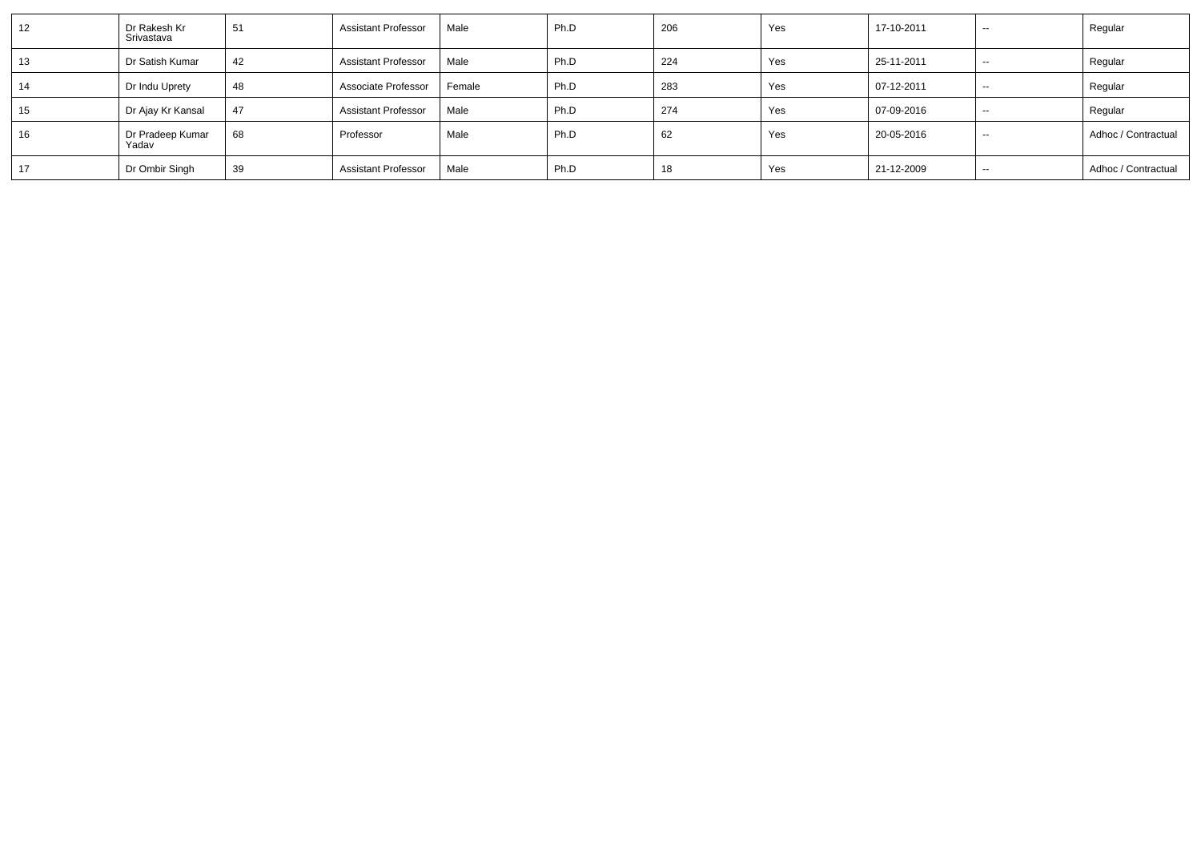| | | | | | | | | | | |
|---|---|---|---|---|---|---|---|---|---|---|
| 12 | Dr Rakesh Kr Srivastava | 51 | Assistant Professor | Male | Ph.D | 206 | Yes | 17-10-2011 | -- | Regular |
| 13 | Dr Satish Kumar | 42 | Assistant Professor | Male | Ph.D | 224 | Yes | 25-11-2011 | -- | Regular |
| 14 | Dr Indu Uprety | 48 | Associate Professor | Female | Ph.D | 283 | Yes | 07-12-2011 | -- | Regular |
| 15 | Dr Ajay Kr Kansal | 47 | Assistant Professor | Male | Ph.D | 274 | Yes | 07-09-2016 | -- | Regular |
| 16 | Dr Pradeep Kumar Yadav | 68 | Professor | Male | Ph.D | 62 | Yes | 20-05-2016 | -- | Adhoc / Contractual |
| 17 | Dr Ombir Singh | 39 | Assistant Professor | Male | Ph.D | 18 | Yes | 21-12-2009 | -- | Adhoc / Contractual |